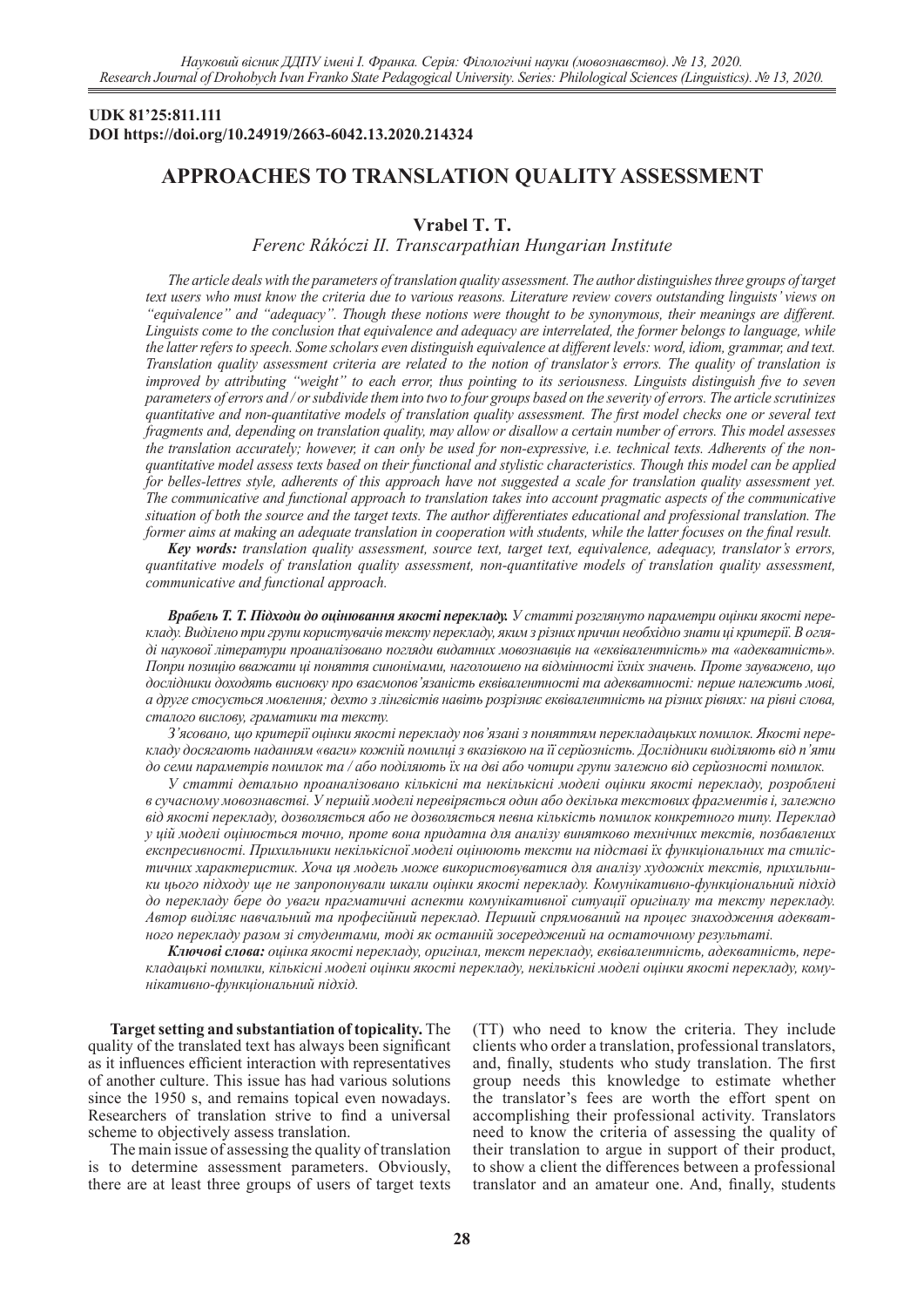**UDK 81'25:811.111**
**DOI https://doi.org/10.24919/2663-6042.13.2020.214324**

# APPROACHES TO TRANSLATION QUALITY ASSESSMENT

**Vrabel T. T.**
*Ferenc Rákóczi II. Transcarpathian Hungarian Institute*

*The article deals with the parameters of translation quality assessment. The author distinguishes three groups of target text users who must know the criteria due to various reasons. Literature review covers outstanding linguists' views on "equivalence" and "adequacy". Though these notions were thought to be synonymous, their meanings are different. Linguists come to the conclusion that equivalence and adequacy are interrelated, the former belongs to language, while the latter refers to speech. Some scholars even distinguish equivalence at different levels: word, idiom, grammar, and text. Translation quality assessment criteria are related to the notion of translator's errors. The quality of translation is improved by attributing "weight" to each error, thus pointing to its seriousness. Linguists distinguish five to seven parameters of errors and / or subdivide them into two to four groups based on the severity of errors. The article scrutinizes quantitative and non-quantitative models of translation quality assessment. The first model checks one or several text fragments and, depending on translation quality, may allow or disallow a certain number of errors. This model assesses the translation accurately; however, it can only be used for non-expressive, i.e. technical texts. Adherents of the non-quantitative model assess texts based on their functional and stylistic characteristics. Though this model can be applied for belles-lettres style, adherents of this approach have not suggested a scale for translation quality assessment yet. The communicative and functional approach to translation takes into account pragmatic aspects of the communicative situation of both the source and the target texts. The author differentiates educational and professional translation. The former aims at making an adequate translation in cooperation with students, while the latter focuses on the final result.*

***Key words:*** *translation quality assessment, source text, target text, equivalence, adequacy, translator's errors, quantitative models of translation quality assessment, non-quantitative models of translation quality assessment, communicative and functional approach.*

***Врабель Т. Т. Підходи до оцінювання якості перекладу.*** *У статті розглянуто параметри оцінки якості перекладу. Виділено три групи користувачів тексту перекладу, яким з різних причин необхідно знати ці критерії. В огляді наукової літератури проаналізовано погляди видатних мовознавців на «еквівалентність» та «адекватність». Попри позицію вважати ці поняття синонімами, наголошено на відмінності їхніх значень. Проте зауважено, що дослідники доходять висновку про взаємопов'язаність еквівалентності та адекватності: перше належить мові, а друге стосується мовлення; дехто з лінгвістів навіть розрізняє еквівалентність на різних рівнях: на рівні слова, сталого вислову, граматики та тексту.*

*З'ясовано, що критерії оцінки якості перекладу пов'язані з поняттям перекладацьких помилок. Якості перекладу досягають наданням «ваги» кожній помилці з вказівкою на її серйозність. Дослідники виділяють від п'яти до семи параметрів помилок та / або поділяють їх на дві або чотири групи залежно від серйозності помилок.*

*У статті детально проаналізовано кількісні та некількісні моделі оцінки якості перекладу, розроблені в сучасному мовознавстві. У першій моделі перевіряється один або декілька текстових фрагментів і, залежно від якості перекладу, дозволяється або не дозволяється певна кількість помилок конкретного типу. Переклад у цій моделі оцінюється точно, проте вона придатна для аналізу виняткового технічних текстів, позбавлених експресивності. Прихильники некількісної моделі оцінюють тексти на підставі їх функціональних та стилістичних характеристик. Хоча ця модель може використовуватися для аналізу художніх текстів, прихильники цього підходу ще не запропонували шкали оцінки якості перекладу. Комунікативно-функціональний підхід до перекладу бере до уваги прагматичні аспекти комунікативної ситуації оригіналу та тексту перекладу. Автор виділяє навчальний та професійний переклад. Перший спрямований на процес знаходження адекватного перекладу разом зі студентами, тоді як останній зосереджений на остаточному результаті.*

***Ключові слова:*** *оцінка якості перекладу, оригінал, текст перекладу, еквівалентність, адекватність, перекладацькі помилки, кількісні моделі оцінки якості перекладу, некількісні моделі оцінки якості перекладу, комунікативно-функціональний підхід.*

**Target setting and substantiation of topicality.** The quality of the translated text has always been significant as it influences efficient interaction with representatives of another culture. This issue has had various solutions since the 1950 s, and remains topical even nowadays. Researchers of translation strive to find a universal scheme to objectively assess translation.

The main issue of assessing the quality of translation is to determine assessment parameters. Obviously, there are at least three groups of users of target texts (TT) who need to know the criteria. They include clients who order a translation, professional translators, and, finally, students who study translation. The first group needs this knowledge to estimate whether the translator's fees are worth the effort spent on accomplishing their professional activity. Translators need to know the criteria of assessing the quality of their translation to argue in support of their product, to show a client the differences between a professional translator and an amateur one. And, finally, students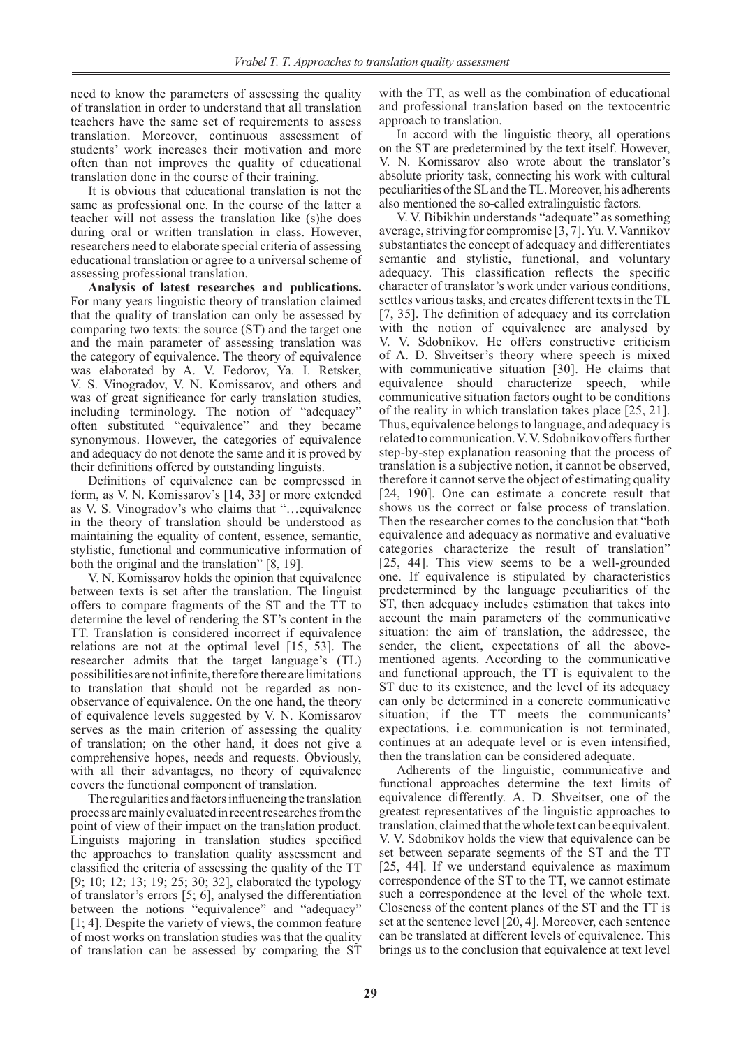need to know the parameters of assessing the quality of translation in order to understand that all translation teachers have the same set of requirements to assess translation. Moreover, continuous assessment of students' work increases their motivation and more often than not improves the quality of educational translation done in the course of their training.

It is obvious that educational translation is not the same as professional one. In the course of the latter a teacher will not assess the translation like (s)he does during oral or written translation in class. However, researchers need to elaborate special criteria of assessing educational translation or agree to a universal scheme of assessing professional translation.

**Analysis of latest researches and publications.** For many years linguistic theory of translation claimed that the quality of translation can only be assessed by comparing two texts: the source (ST) and the target one and the main parameter of assessing translation was the category of equivalence. The theory of equivalence was elaborated by A. V. Fedorov, Ya. I. Retsker, V. S. Vinogradov, V. N. Komissarov, and others and was of great significance for early translation studies, including terminology. The notion of "adequacy" often substituted "equivalence" and they became synonymous. However, the categories of equivalence and adequacy do not denote the same and it is proved by their definitions offered by outstanding linguists.

Definitions of equivalence can be compressed in form, as V. N. Komissarov's [14, 33] or more extended as V. S. Vinogradov's who claims that "…equivalence in the theory of translation should be understood as maintaining the equality of content, essence, semantic, stylistic, functional and communicative information of both the original and the translation" [8, 19].

V. N. Komissarov holds the opinion that equivalence between texts is set after the translation. The linguist offers to compare fragments of the ST and the TT to determine the level of rendering the ST's content in the TT. Translation is considered incorrect if equivalence relations are not at the optimal level [15, 53]. The researcher admits that the target language's (TL) possibilities are not infinite, therefore there are limitations to translation that should not be regarded as non-observance of equivalence. On the one hand, the theory of equivalence levels suggested by V. N. Komissarov serves as the main criterion of assessing the quality of translation; on the other hand, it does not give a comprehensive hopes, needs and requests. Obviously, with all their advantages, no theory of equivalence covers the functional component of translation.

The regularities and factors influencing the translation process are mainly evaluated in recent researches from the point of view of their impact on the translation product. Linguists majoring in translation studies specified the approaches to translation quality assessment and classified the criteria of assessing the quality of the TT [9; 10; 12; 13; 19; 25; 30; 32], elaborated the typology of translator's errors [5; 6], analysed the differentiation between the notions "equivalence" and "adequacy" [1; 4]. Despite the variety of views, the common feature of most works on translation studies was that the quality of translation can be assessed by comparing the ST with the TT, as well as the combination of educational and professional translation based on the textocentric approach to translation.

In accord with the linguistic theory, all operations on the ST are predetermined by the text itself. However, V. N. Komissarov also wrote about the translator's absolute priority task, connecting his work with cultural peculiarities of the SL and the TL. Moreover, his adherents also mentioned the so-called extralinguistic factors.

V. V. Bibikhin understands "adequate" as something average, striving for compromise [3, 7]. Yu. V. Vannikov substantiates the concept of adequacy and differentiates semantic and stylistic, functional, and voluntary adequacy. This classification reflects the specific character of translator's work under various conditions, settles various tasks, and creates different texts in the TL [7, 35]. The definition of adequacy and its correlation with the notion of equivalence are analysed by V. V. Sdobnikov. He offers constructive criticism of A. D. Shveitser's theory where speech is mixed with communicative situation [30]. He claims that equivalence should characterize speech, while communicative situation factors ought to be conditions of the reality in which translation takes place [25, 21]. Thus, equivalence belongs to language, and adequacy is related to communication. V. V. Sdobnikov offers further step-by-step explanation reasoning that the process of translation is a subjective notion, it cannot be observed, therefore it cannot serve the object of estimating quality [24, 190]. One can estimate a concrete result that shows us the correct or false process of translation. Then the researcher comes to the conclusion that "both equivalence and adequacy as normative and evaluative categories characterize the result of translation" [25, 44]. This view seems to be a well-grounded one. If equivalence is stipulated by characteristics predetermined by the language peculiarities of the ST, then adequacy includes estimation that takes into account the main parameters of the communicative situation: the aim of translation, the addressee, the sender, the client, expectations of all the above-mentioned agents. According to the communicative and functional approach, the TT is equivalent to the ST due to its existence, and the level of its adequacy can only be determined in a concrete communicative situation; if the TT meets the communicants' expectations, i.e. communication is not terminated, continues at an adequate level or is even intensified, then the translation can be considered adequate.

Adherents of the linguistic, communicative and functional approaches determine the text limits of equivalence differently. A. D. Shveitser, one of the greatest representatives of the linguistic approaches to translation, claimed that the whole text can be equivalent. V. V. Sdobnikov holds the view that equivalence can be set between separate segments of the ST and the TT [25, 44]. If we understand equivalence as maximum correspondence of the ST to the TT, we cannot estimate such a correspondence at the level of the whole text. Closeness of the content planes of the ST and the TT is set at the sentence level [20, 4]. Moreover, each sentence can be translated at different levels of equivalence. This brings us to the conclusion that equivalence at text level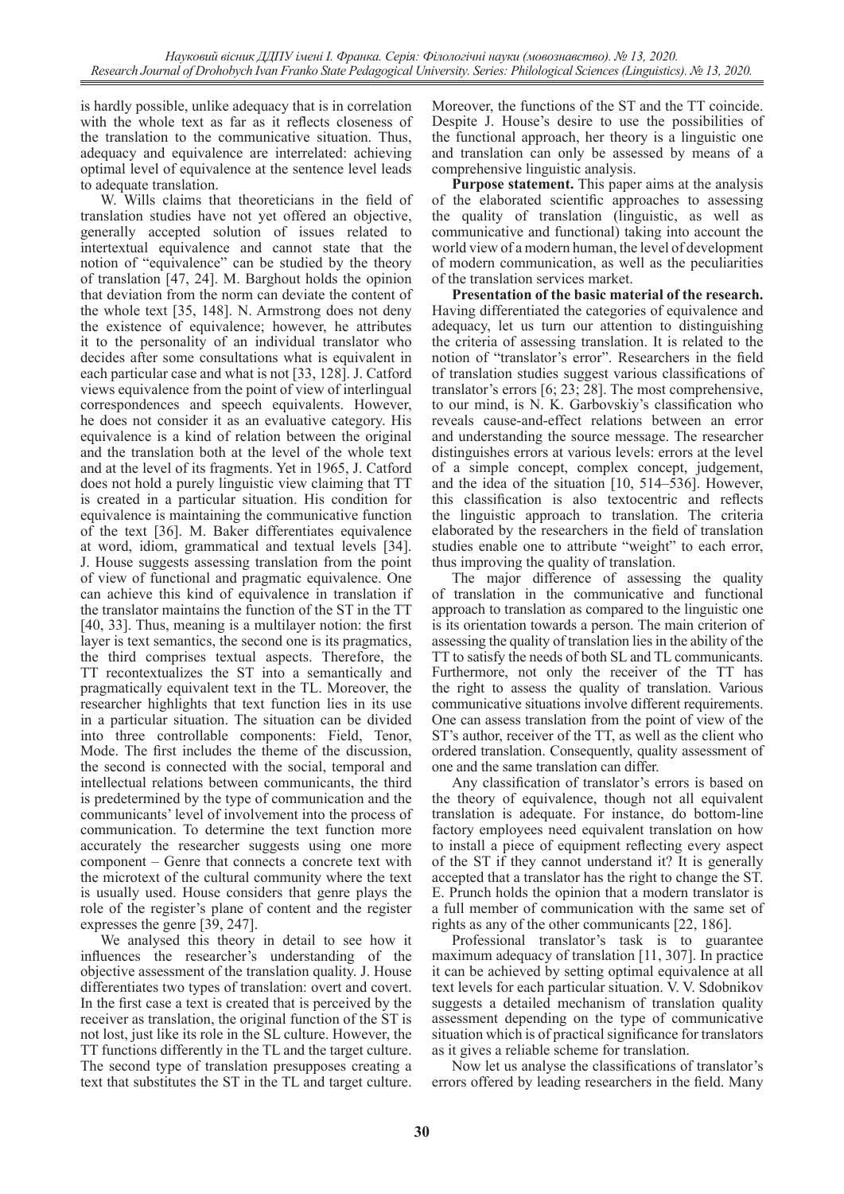is hardly possible, unlike adequacy that is in correlation with the whole text as far as it reflects closeness of the translation to the communicative situation. Thus, adequacy and equivalence are interrelated: achieving optimal level of equivalence at the sentence level leads to adequate translation.

W. Wills claims that theoreticians in the field of translation studies have not yet offered an objective, generally accepted solution of issues related to intertextual equivalence and cannot state that the notion of "equivalence" can be studied by the theory of translation [47, 24]. M. Barghout holds the opinion that deviation from the norm can deviate the content of the whole text [35, 148]. N. Armstrong does not deny the existence of equivalence; however, he attributes it to the personality of an individual translator who decides after some consultations what is equivalent in each particular case and what is not [33, 128]. J. Catford views equivalence from the point of view of interlingual correspondences and speech equivalents. However, he does not consider it as an evaluative category. His equivalence is a kind of relation between the original and the translation both at the level of the whole text and at the level of its fragments. Yet in 1965, J. Catford does not hold a purely linguistic view claiming that TT is created in a particular situation. His condition for equivalence is maintaining the communicative function of the text [36]. M. Baker differentiates equivalence at word, idiom, grammatical and textual levels [34]. J. House suggests assessing translation from the point of view of functional and pragmatic equivalence. One can achieve this kind of equivalence in translation if the translator maintains the function of the ST in the TT [40, 33]. Thus, meaning is a multilayer notion: the first layer is text semantics, the second one is its pragmatics, the third comprises textual aspects. Therefore, the TT recontextualizes the ST into a semantically and pragmatically equivalent text in the TL. Moreover, the researcher highlights that text function lies in its use in a particular situation. The situation can be divided into three controllable components: Field, Tenor, Mode. The first includes the theme of the discussion, the second is connected with the social, temporal and intellectual relations between communicants, the third is predetermined by the type of communication and the communicants' level of involvement into the process of communication. To determine the text function more accurately the researcher suggests using one more component – Genre that connects a concrete text with the microtext of the cultural community where the text is usually used. House considers that genre plays the role of the register's plane of content and the register expresses the genre [39, 247].

We analysed this theory in detail to see how it influences the researcher's understanding of the objective assessment of the translation quality. J. House differentiates two types of translation: overt and covert. In the first case a text is created that is perceived by the receiver as translation, the original function of the ST is not lost, just like its role in the SL culture. However, the TT functions differently in the TL and the target culture. The second type of translation presupposes creating a text that substitutes the ST in the TL and target culture. Moreover, the functions of the ST and the TT coincide. Despite J. House's desire to use the possibilities of the functional approach, her theory is a linguistic one and translation can only be assessed by means of a comprehensive linguistic analysis.

**Purpose statement.** This paper aims at the analysis of the elaborated scientific approaches to assessing the quality of translation (linguistic, as well as communicative and functional) taking into account the world view of a modern human, the level of development of modern communication, as well as the peculiarities of the translation services market.

**Presentation of the basic material of the research.** Having differentiated the categories of equivalence and adequacy, let us turn our attention to distinguishing the criteria of assessing translation. It is related to the notion of "translator's error". Researchers in the field of translation studies suggest various classifications of translator's errors [6; 23; 28]. The most comprehensive, to our mind, is N. K. Garbovskiy's classification who reveals cause-and-effect relations between an error and understanding the source message. The researcher distinguishes errors at various levels: errors at the level of a simple concept, complex concept, judgement, and the idea of the situation [10, 514–536]. However, this classification is also textocentric and reflects the linguistic approach to translation. The criteria elaborated by the researchers in the field of translation studies enable one to attribute "weight" to each error, thus improving the quality of translation.

The major difference of assessing the quality of translation in the communicative and functional approach to translation as compared to the linguistic one is its orientation towards a person. The main criterion of assessing the quality of translation lies in the ability of the TT to satisfy the needs of both SL and TL communicants. Furthermore, not only the receiver of the TT has the right to assess the quality of translation. Various communicative situations involve different requirements. One can assess translation from the point of view of the ST's author, receiver of the TT, as well as the client who ordered translation. Consequently, quality assessment of one and the same translation can differ.

Any classification of translator's errors is based on the theory of equivalence, though not all equivalent translation is adequate. For instance, do bottom-line factory employees need equivalent translation on how to install a piece of equipment reflecting every aspect of the ST if they cannot understand it? It is generally accepted that a translator has the right to change the ST. E. Prunch holds the opinion that a modern translator is a full member of communication with the same set of rights as any of the other communicants [22, 186].

Professional translator's task is to guarantee maximum adequacy of translation [11, 307]. In practice it can be achieved by setting optimal equivalence at all text levels for each particular situation. V. V. Sdobnikov suggests a detailed mechanism of translation quality assessment depending on the type of communicative situation which is of practical significance for translators as it gives a reliable scheme for translation.

Now let us analyse the classifications of translator's errors offered by leading researchers in the field. Many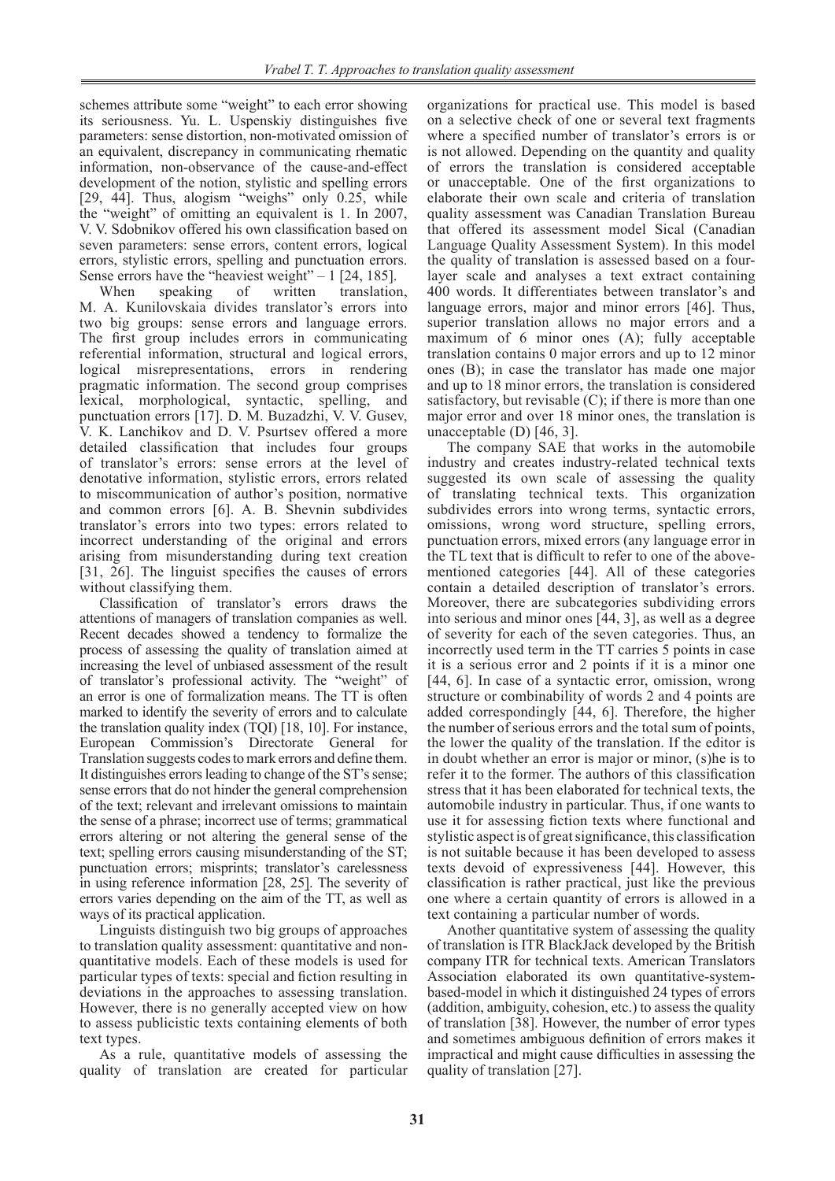schemes attribute some "weight" to each error showing its seriousness. Yu. L. Uspenskiy distinguishes five parameters: sense distortion, non-motivated omission of an equivalent, discrepancy in communicating rhematic information, non-observance of the cause-and-effect development of the notion, stylistic and spelling errors [29, 44]. Thus, alogism "weighs" only 0.25, while the "weight" of omitting an equivalent is 1. In 2007, V. V. Sdobnikov offered his own classification based on seven parameters: sense errors, content errors, logical errors, stylistic errors, spelling and punctuation errors. Sense errors have the "heaviest weight" – 1 [24, 185].

When speaking of written translation, M. A. Kunilovskaia divides translator's errors into two big groups: sense errors and language errors. The first group includes errors in communicating referential information, structural and logical errors, logical misrepresentations, errors in rendering pragmatic information. The second group comprises lexical, morphological, syntactic, spelling, and punctuation errors [17]. D. M. Buzadzhi, V. V. Gusev, V. K. Lanchikov and D. V. Psurtsev offered a more detailed classification that includes four groups of translator's errors: sense errors at the level of denotative information, stylistic errors, errors related to miscommunication of author's position, normative and common errors [6]. A. B. Shevnin subdivides translator's errors into two types: errors related to incorrect understanding of the original and errors arising from misunderstanding during text creation [31, 26]. The linguist specifies the causes of errors without classifying them.

Classification of translator's errors draws the attentions of managers of translation companies as well. Recent decades showed a tendency to formalize the process of assessing the quality of translation aimed at increasing the level of unbiased assessment of the result of translator's professional activity. The "weight" of an error is one of formalization means. The TT is often marked to identify the severity of errors and to calculate the translation quality index (TQI) [18, 10]. For instance, European Commission's Directorate General for Translation suggests codes to mark errors and define them. It distinguishes errors leading to change of the ST's sense; sense errors that do not hinder the general comprehension of the text; relevant and irrelevant omissions to maintain the sense of a phrase; incorrect use of terms; grammatical errors altering or not altering the general sense of the text; spelling errors causing misunderstanding of the ST; punctuation errors; misprints; translator's carelessness in using reference information [28, 25]. The severity of errors varies depending on the aim of the TT, as well as ways of its practical application.

Linguists distinguish two big groups of approaches to translation quality assessment: quantitative and non-quantitative models. Each of these models is used for particular types of texts: special and fiction resulting in deviations in the approaches to assessing translation. However, there is no generally accepted view on how to assess publicistic texts containing elements of both text types.

As a rule, quantitative models of assessing the quality of translation are created for particular organizations for practical use. This model is based on a selective check of one or several text fragments where a specified number of translator's errors is or is not allowed. Depending on the quantity and quality of errors the translation is considered acceptable or unacceptable. One of the first organizations to elaborate their own scale and criteria of translation quality assessment was Canadian Translation Bureau that offered its assessment model Sical (Canadian Language Quality Assessment System). In this model the quality of translation is assessed based on a four-layer scale and analyses a text extract containing 400 words. It differentiates between translator's and language errors, major and minor errors [46]. Thus, superior translation allows no major errors and a maximum of 6 minor ones (A); fully acceptable translation contains 0 major errors and up to 12 minor ones (B); in case the translator has made one major and up to 18 minor errors, the translation is considered satisfactory, but revisable (C); if there is more than one major error and over 18 minor ones, the translation is unacceptable (D) [46, 3].

The company SAE that works in the automobile industry and creates industry-related technical texts suggested its own scale of assessing the quality of translating technical texts. This organization subdivides errors into wrong terms, syntactic errors, omissions, wrong word structure, spelling errors, punctuation errors, mixed errors (any language error in the TL text that is difficult to refer to one of the above-mentioned categories [44]. All of these categories contain a detailed description of translator's errors. Moreover, there are subcategories subdividing errors into serious and minor ones [44, 3], as well as a degree of severity for each of the seven categories. Thus, an incorrectly used term in the TT carries 5 points in case it is a serious error and 2 points if it is a minor one [44, 6]. In case of a syntactic error, omission, wrong structure or combinability of words 2 and 4 points are added correspondingly [44, 6]. Therefore, the higher the number of serious errors and the total sum of points, the lower the quality of the translation. If the editor is in doubt whether an error is major or minor, (s)he is to refer it to the former. The authors of this classification stress that it has been elaborated for technical texts, the automobile industry in particular. Thus, if one wants to use it for assessing fiction texts where functional and stylistic aspect is of great significance, this classification is not suitable because it has been developed to assess texts devoid of expressiveness [44]. However, this classification is rather practical, just like the previous one where a certain quantity of errors is allowed in a text containing a particular number of words.

Another quantitative system of assessing the quality of translation is ITR BlackJack developed by the British company ITR for technical texts. American Translators Association elaborated its own quantitative-system-based-model in which it distinguished 24 types of errors (addition, ambiguity, cohesion, etc.) to assess the quality of translation [38]. However, the number of error types and sometimes ambiguous definition of errors makes it impractical and might cause difficulties in assessing the quality of translation [27].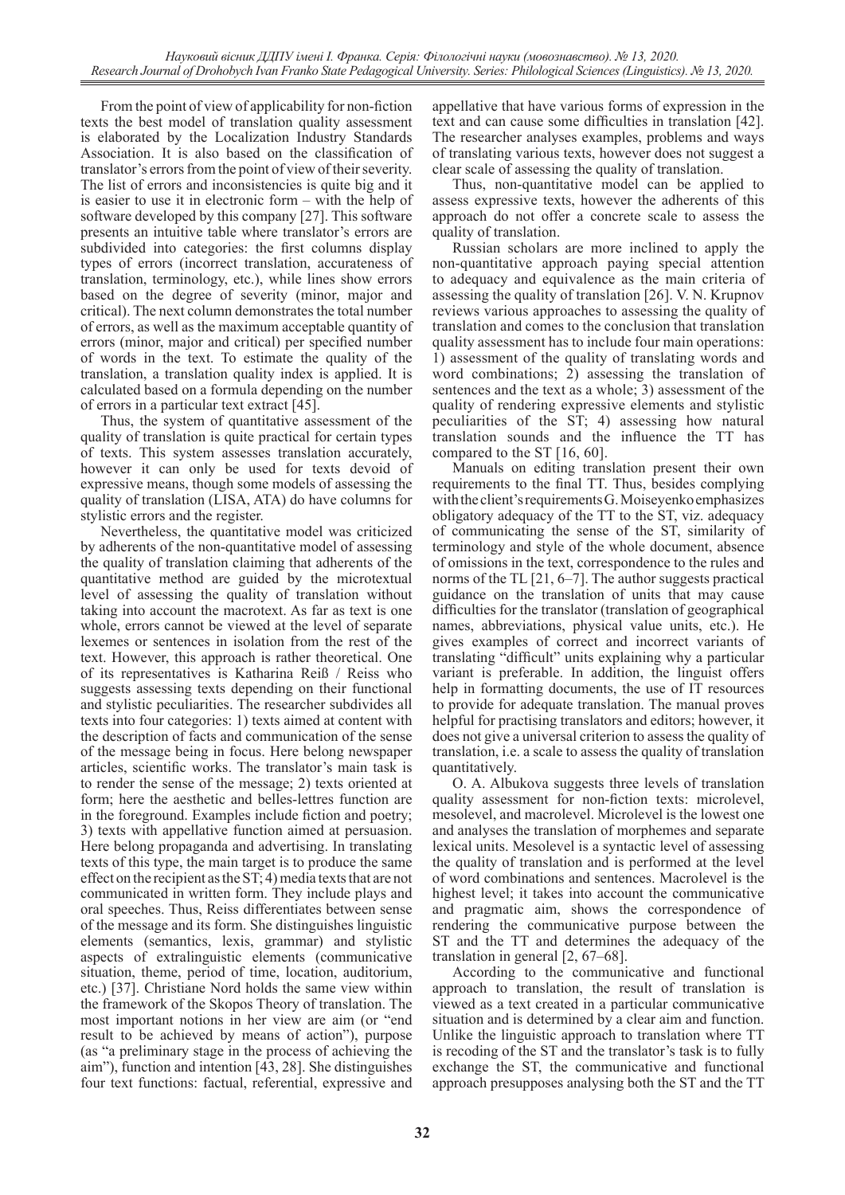From the point of view of applicability for non-fiction texts the best model of translation quality assessment is elaborated by the Localization Industry Standards Association. It is also based on the classification of translator's errors from the point of view of their severity. The list of errors and inconsistencies is quite big and it is easier to use it in electronic form – with the help of software developed by this company [27]. This software presents an intuitive table where translator's errors are subdivided into categories: the first columns display types of errors (incorrect translation, accurateness of translation, terminology, etc.), while lines show errors based on the degree of severity (minor, major and critical). The next column demonstrates the total number of errors, as well as the maximum acceptable quantity of errors (minor, major and critical) per specified number of words in the text. To estimate the quality of the translation, a translation quality index is applied. It is calculated based on a formula depending on the number of errors in a particular text extract [45].

Thus, the system of quantitative assessment of the quality of translation is quite practical for certain types of texts. This system assesses translation accurately, however it can only be used for texts devoid of expressive means, though some models of assessing the quality of translation (LISA, ATA) do have columns for stylistic errors and the register.

Nevertheless, the quantitative model was criticized by adherents of the non-quantitative model of assessing the quality of translation claiming that adherents of the quantitative method are guided by the microtextual level of assessing the quality of translation without taking into account the macrotext. As far as text is one whole, errors cannot be viewed at the level of separate lexemes or sentences in isolation from the rest of the text. However, this approach is rather theoretical. One of its representatives is Katharina Reiß / Reiss who suggests assessing texts depending on their functional and stylistic peculiarities. The researcher subdivides all texts into four categories: 1) texts aimed at content with the description of facts and communication of the sense of the message being in focus. Here belong newspaper articles, scientific works. The translator's main task is to render the sense of the message; 2) texts oriented at form; here the aesthetic and belles-lettres function are in the foreground. Examples include fiction and poetry; 3) texts with appellative function aimed at persuasion. Here belong propaganda and advertising. In translating texts of this type, the main target is to produce the same effect on the recipient as the ST; 4) media texts that are not communicated in written form. They include plays and oral speeches. Thus, Reiss differentiates between sense of the message and its form. She distinguishes linguistic elements (semantics, lexis, grammar) and stylistic aspects of extralinguistic elements (communicative situation, theme, period of time, location, auditorium, etc.) [37]. Christiane Nord holds the same view within the framework of the Skopos Theory of translation. The most important notions in her view are aim (or "end result to be achieved by means of action"), purpose (as "a preliminary stage in the process of achieving the aim"), function and intention [43, 28]. She distinguishes four text functions: factual, referential, expressive and appellative that have various forms of expression in the text and can cause some difficulties in translation [42]. The researcher analyses examples, problems and ways of translating various texts, however does not suggest a clear scale of assessing the quality of translation.

Thus, non-quantitative model can be applied to assess expressive texts, however the adherents of this approach do not offer a concrete scale to assess the quality of translation.

Russian scholars are more inclined to apply the non-quantitative approach paying special attention to adequacy and equivalence as the main criteria of assessing the quality of translation [26]. V. N. Krupnov reviews various approaches to assessing the quality of translation and comes to the conclusion that translation quality assessment has to include four main operations: 1) assessment of the quality of translating words and word combinations; 2) assessing the translation of sentences and the text as a whole; 3) assessment of the quality of rendering expressive elements and stylistic peculiarities of the ST; 4) assessing how natural translation sounds and the influence the TT has compared to the ST [16, 60].

Manuals on editing translation present their own requirements to the final TT. Thus, besides complying with the client's requirements G. Moiseyenko emphasizes obligatory adequacy of the TT to the ST, viz. adequacy of communicating the sense of the ST, similarity of terminology and style of the whole document, absence of omissions in the text, correspondence to the rules and norms of the TL [21, 6–7]. The author suggests practical guidance on the translation of units that may cause difficulties for the translator (translation of geographical names, abbreviations, physical value units, etc.). He gives examples of correct and incorrect variants of translating "difficult" units explaining why a particular variant is preferable. In addition, the linguist offers help in formatting documents, the use of IT resources to provide for adequate translation. The manual proves helpful for practising translators and editors; however, it does not give a universal criterion to assess the quality of translation, i.e. a scale to assess the quality of translation quantitatively.

O. A. Albukova suggests three levels of translation quality assessment for non-fiction texts: microlevel, mesolevel, and macrolevel. Microlevel is the lowest one and analyses the translation of morphemes and separate lexical units. Mesolevel is a syntactic level of assessing the quality of translation and is performed at the level of word combinations and sentences. Macrolevel is the highest level; it takes into account the communicative and pragmatic aim, shows the correspondence of rendering the communicative purpose between the ST and the TT and determines the adequacy of the translation in general [2, 67–68].

According to the communicative and functional approach to translation, the result of translation is viewed as a text created in a particular communicative situation and is determined by a clear aim and function. Unlike the linguistic approach to translation where TT is recoding of the ST and the translator's task is to fully exchange the ST, the communicative and functional approach presupposes analysing both the ST and the TT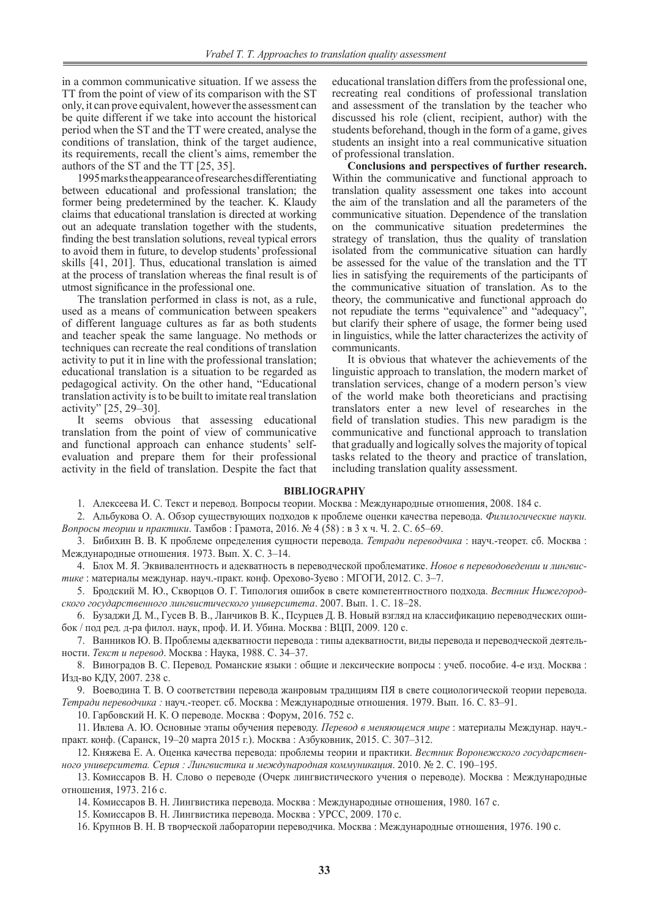in a common communicative situation. If we assess the TT from the point of view of its comparison with the ST only, it can prove equivalent, however the assessment can be quite different if we take into account the historical period when the ST and the TT were created, analyse the conditions of translation, think of the target audience, its requirements, recall the client's aims, remember the authors of the ST and the TT [25, 35].

1995 marks the appearance of researches differentiating between educational and professional translation; the former being predetermined by the teacher. K. Klaudy claims that educational translation is directed at working out an adequate translation together with the students, finding the best translation solutions, reveal typical errors to avoid them in future, to develop students' professional skills [41, 201]. Thus, educational translation is aimed at the process of translation whereas the final result is of utmost significance in the professional one.

The translation performed in class is not, as a rule, used as a means of communication between speakers of different language cultures as far as both students and teacher speak the same language. No methods or techniques can recreate the real conditions of translation activity to put it in line with the professional translation; educational translation is a situation to be regarded as pedagogical activity. On the other hand, "Educational translation activity is to be built to imitate real translation activity" [25, 29–30].

It seems obvious that assessing educational translation from the point of view of communicative and functional approach can enhance students' self-evaluation and prepare them for their professional activity in the field of translation. Despite the fact that educational translation differs from the professional one, recreating real conditions of professional translation and assessment of the translation by the teacher who discussed his role (client, recipient, author) with the students beforehand, though in the form of a game, gives students an insight into a real communicative situation of professional translation.

**Conclusions and perspectives of further research.** Within the communicative and functional approach to translation quality assessment one takes into account the aim of the translation and all the parameters of the communicative situation. Dependence of the translation on the communicative situation predetermines the strategy of translation, thus the quality of translation isolated from the communicative situation can hardly be assessed for the value of the translation and the TT lies in satisfying the requirements of the participants of the communicative situation of translation. As to the theory, the communicative and functional approach do not repudiate the terms "equivalence" and "adequacy", but clarify their sphere of usage, the former being used in linguistics, while the latter characterizes the activity of communicants.

It is obvious that whatever the achievements of the linguistic approach to translation, the modern market of translation services, change of a modern person's view of the world make both theoreticians and practising translators enter a new level of researches in the field of translation studies. This new paradigm is the communicative and functional approach to translation that gradually and logically solves the majority of topical tasks related to the theory and practice of translation, including translation quality assessment.

## BIBLIOGRAPHY

1. Алексеева И. С. Текст и перевод. Вопросы теории. Москва : Международные отношения, 2008. 184 с.
2. Альбукова О. А. Обзор существующих подходов к проблеме оценки качества перевода. *Филологические науки. Вопросы теории и практики*. Тамбов : Грамота, 2016. № 4 (58) : в 3 х ч. Ч. 2. С. 65–69.
3. Бибихин В. В. К проблеме определения сущности перевода. *Тетради переводчика* : науч.-теорет. сб. Москва : Международные отношения. 1973. Вып. X. С. 3–14.
4. Блох М. Я. Эквивалентность и адекватность в переводческой проблематике. *Новое в переводоведении и лингвистике* : материалы междунар. науч.-практ. конф. Орехово-Зуево : МГОГИ, 2012. С. 3–7.
5. Бродский М. Ю., Скворцов О. Г. Типология ошибок в свете компетентностного подхода. *Вестник Нижегородского государственного лингвистического университета*. 2007. Вып. 1. С. 18–28.
6. Бузаджи Д. М., Гусев В. В., Ланчиков В. К., Псурцев Д. В. Новый взгляд на классификацию переводческих ошибок / под ред. д-ра филол. наук, проф. И. И. Убина. Москва : ВЦП, 2009. 120 с.
7. Ванников Ю. В. Проблемы адекватности перевода : типы адекватности, виды перевода и переводческой деятельности. *Текст и перевод*. Москва : Наука, 1988. С. 34–37.
8. Виноградов В. С. Перевод. Романские языки : общие и лексические вопросы : учеб. пособие. 4-е изд. Москва : Изд-во КДУ, 2007. 238 с.
9. Воеводина Т. В. О соответствии перевода жанровым традициям ПЯ в свете социологической теории перевода. *Тетради переводчика :* науч.-теорет. сб. Москва : Международные отношения. 1979. Вып. 16. С. 83–91.
10. Гарбовский Н. К. О переводе. Москва : Форум, 2016. 752 с.
11. Ивлева А. Ю. Основные этапы обучения переводу. *Перевод в меняющемся мире* : материалы Междунар. науч.-практ. конф. (Саранск, 19–20 марта 2015 г.). Москва : Азбуковник, 2015. С. 307–312.
12. Княжева Е. А. Оценка качества перевода: проблемы теории и практики. *Вестник Воронежского государственного университета. Серия : Лингвистика и международная коммуникация*. 2010. № 2. С. 190–195.
13. Комиссаров В. Н. Слово о переводе (Очерк лингвистического учения о переводе). Москва : Международные отношения, 1973. 216 с.
14. Комиссаров В. Н. Лингвистика перевода. Москва : Международные отношения, 1980. 167 с.
15. Комиссаров В. Н. Лингвистика перевода. Москва : УРСС, 2009. 170 с.
16. Крупнов В. Н. В творческой лаборатории переводчика. Москва : Международные отношения, 1976. 190 с.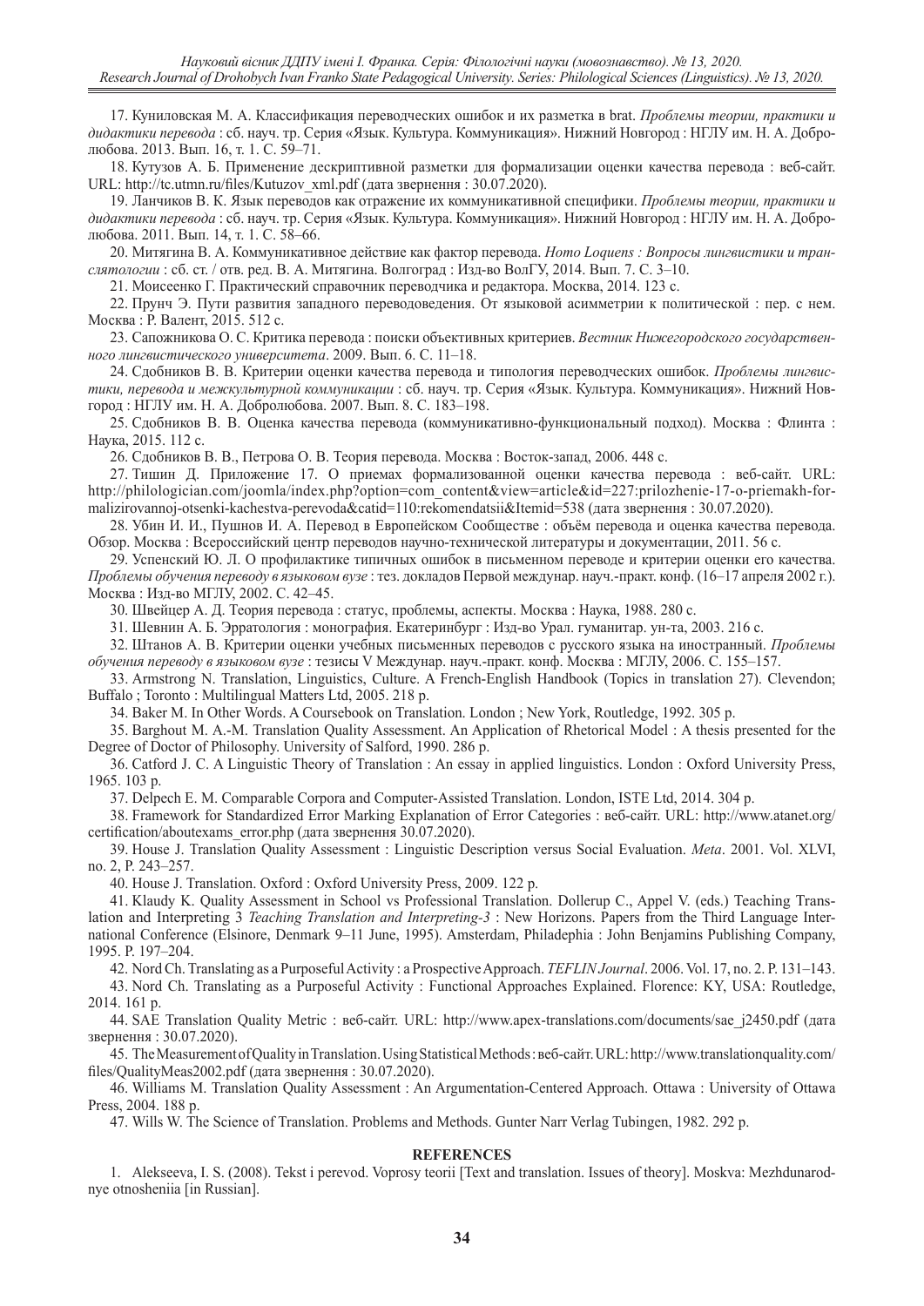17. Куниловская М. А. Классификация переводческих ошибок и их разметка в brat. *Проблемы теории, практики и дидактики перевода* : сб. науч. тр. Серия «Язык. Культура. Коммуникация». Нижний Новгород : НГЛУ им. Н. А. Добролюбова. 2013. Вып. 16, т. 1. С. 59–71.

18. Кутузов А. Б. Применение дескриптивной разметки для формализации оценки качества перевода : веб-сайт. URL: http://tc.utmn.ru/files/Kutuzov_xml.pdf (дата звернення : 30.07.2020).

19. Ланчиков В. К. Язык переводов как отражение их коммуникативной специфики. *Проблемы теории, практики и дидактики перевода* : сб. науч. тр. Серия «Язык. Культура. Коммуникация». Нижний Новгород : НГЛУ им. Н. А. Добролюбова. 2011. Вып. 14, т. 1. С. 58–66.

20. Митягина В. А. Коммуникативное действие как фактор перевода. *Homo Loquens : Вопросы лингвистики и транслятологии* : сб. ст. / отв. ред. В. А. Митягина. Волгоград : Изд-во ВолГУ, 2014. Вып. 7. С. 3–10.

21. Моисеенко Г. Практический справочник переводчика и редактора. Москва, 2014. 123 с.

22. Прунч Э. Пути развития западного переводоведения. От языковой асимметрии к политической : пер. с нем. Москва : Р. Валент, 2015. 512 с.

23. Сапожникова О. С. Критика перевода : поиски объективных критериев. *Вестник Нижегородского государственного лингвистического университета*. 2009. Вып. 6. С. 11–18.

24. Сдобников В. В. Критерии оценки качества перевода и типология переводческих ошибок. *Проблемы лингвистики, перевода и межкультурной коммуникации* : сб. науч. тр. Серия «Язык. Культура. Коммуникация». Нижний Новгород : НГЛУ им. Н. А. Добролюбова. 2007. Вып. 8. С. 183–198.

25. Сдобников В. В. Оценка качества перевода (коммуникативно-функциональный подход). Москва : Флинта : Наука, 2015. 112 с.

26. Сдобников В. В., Петрова О. В. Теория перевода. Москва : Восток-запад, 2006. 448 с.

27. Тишин Д. Приложение 17. О приемах формализованной оценки качества перевода : веб-сайт. URL: http://philologician.com/joomla/index.php?option=com_content&view=article&id=227:prilozhenie-17-o-priemakh-formalizirovannoj-otsenki-kachestva-perevoda&catid=110:rekomendatsii&Itemid=538 (дата звернення : 30.07.2020).

28. Убин И. И., Пушнов И. А. Перевод в Европейском Сообществе : объём перевода и оценка качества перевода. Обзор. Москва : Всероссийский центр переводов научно-технической литературы и документации, 2011. 56 с.

29. Успенский Ю. Л. О профилактике типичных ошибок в письменном переводе и критерии оценки его качества. *Проблемы обучения переводу в языковом вузе* : тез. докладов Первой междунар. науч.-практ. конф. (16–17 апреля 2002 г.). Москва : Изд-во МГЛУ, 2002. С. 42–45.

30. Швейцер А. Д. Теория перевода : статус, проблемы, аспекты. Москва : Наука, 1988. 280 с.

31. Шевнин А. Б. Эрратология : монография. Екатеринбург : Изд-во Урал. гуманитар. ун-та, 2003. 216 с.

32. Штанов А. В. Критерии оценки учебных письменных переводов с русского языка на иностранный. *Проблемы обучения переводу в языковом вузе* : тезисы V Междунар. науч.-практ. конф. Москва : МГЛУ, 2006. С. 155–157.

33. Armstrong N. Translation, Linguistics, Culture. A French-English Handbook (Topics in translation 27). Clevendon; Buffalo ; Toronto : Multilingual Matters Ltd, 2005. 218 p.

34. Baker M. In Other Words. A Coursebook on Translation. London ; New York, Routledge, 1992. 305 p.

35. Barghout M. A.-M. Translation Quality Assessment. An Application of Rhetorical Model : A thesis presented for the Degree of Doctor of Philosophy. University of Salford, 1990. 286 p.

36. Catford J. C. A Linguistic Theory of Translation : An essay in applied linguistics. London : Oxford University Press, 1965. 103 p.

37. Delpech E. M. Comparable Corpora and Computer-Assisted Translation. London, ISTE Ltd, 2014. 304 p.

38. Framework for Standardized Error Marking Explanation of Error Categories : веб-сайт. URL: http://www.atanet.org/certification/aboutexams_error.php (дата звернення 30.07.2020).

39. House J. Translation Quality Assessment : Linguistic Description versus Social Evaluation. *Meta*. 2001. Vol. XLVI, no. 2, P. 243–257.

40. House J. Translation. Oxford : Oxford University Press, 2009. 122 p.

41. Klaudy K. Quality Assessment in School vs Professional Translation. Dollerup C., Appel V. (eds.) Teaching Translation and Interpreting 3 *Teaching Translation and Interpreting-3* : New Horizons. Papers from the Third Language International Conference (Elsinore, Denmark 9–11 June, 1995). Amsterdam, Philadephia : John Benjamins Publishing Company, 1995. P. 197–204.

42. Nord Ch. Translating as a Purposeful Activity : a Prospective Approach. *TEFLIN Journal*. 2006. Vol. 17, no. 2. P. 131–143.

43. Nord Ch. Translating as a Purposeful Activity : Functional Approaches Explained. Florence: KY, USA: Routledge, 2014. 161 p.

44. SAE Translation Quality Metric : веб-сайт. URL: http://www.apex-translations.com/documents/sae_j2450.pdf (дата звернення : 30.07.2020).

45. The Measurement of Quality in Translation. Using Statistical Methods : веб-сайт. URL: http://www.translationquality.com/files/QualityMeas2002.pdf (дата звернення : 30.07.2020).

46. Williams M. Translation Quality Assessment : An Argumentation-Centered Approach. Ottawa : University of Ottawa Press, 2004. 188 p.

47. Wills W. The Science of Translation. Problems and Methods. Gunter Narr Verlag Tubingen, 1982. 292 p.

## REFERENCES

1. Alekseeva, I. S. (2008). Tekst i perevod. Voprosy teorii [Text and translation. Issues of theory]. Moskva: Mezhdunarodnye otnosheniia [in Russian].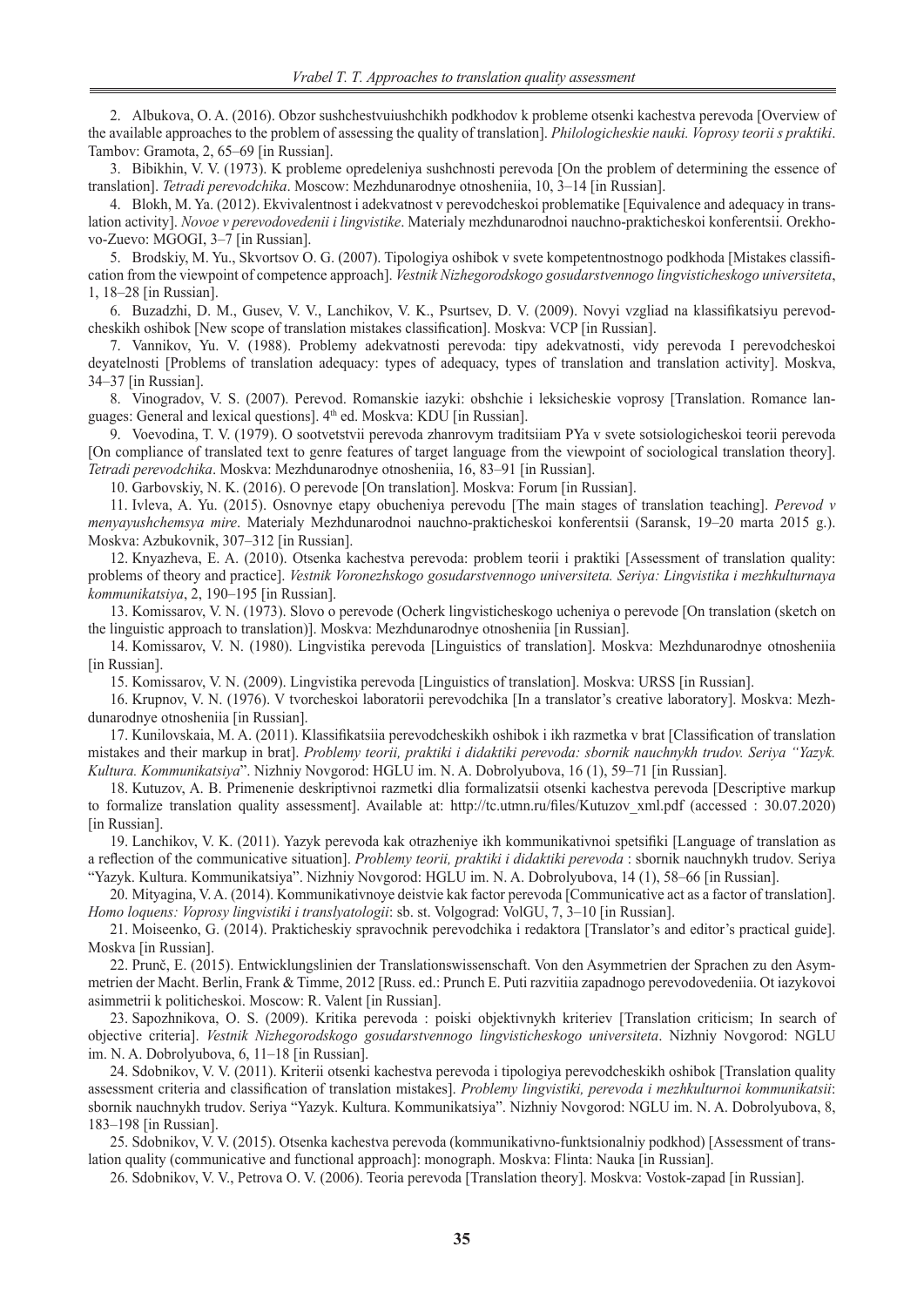2. Albukova, O. A. (2016). Obzor sushchestvuiushchikh podkhodov k probleme otsenki kachestva perevoda [Overview of the available approaches to the problem of assessing the quality of translation]. *Philologicheskie nauki. Voprosy teorii s praktiki*. Tambov: Gramota, 2, 65–69 [in Russian].

3. Bibikhin, V. V. (1973). K probleme opredeleniya sushchnosti perevoda [On the problem of determining the essence of translation]. *Tetradi perevodchika*. Moscow: Mezhdunarodnye otnosheniia, 10, 3–14 [in Russian].

4. Blokh, M. Ya. (2012). Ekvivalentnost i adekvatnost v perevodcheskoi problematike [Equivalence and adequacy in translation activity]. *Novoe v perevodovedenii i lingvistike*. Materialy mezhdunarodnoi nauchno-prakticheskoi konferentsii. Orekhovo-Zuevo: MGOGI, 3–7 [in Russian].

5. Brodskiy, M. Yu., Skvortsov O. G. (2007). Tipologiya oshibok v svete kompetentnostnogo podkhoda [Mistakes classification from the viewpoint of competence approach]. *Vestnik Nizhegorodskogo gosudarstvennogo lingvisticheskogo universiteta*, 1, 18–28 [in Russian].

6. Buzadzhi, D. M., Gusev, V. V., Lanchikov, V. K., Psurtsev, D. V. (2009). Novyi vzgliad na klassifikatsiyu perevodcheskikh oshibok [New scope of translation mistakes classification]. Moskva: VCP [in Russian].

7. Vannikov, Yu. V. (1988). Problemy adekvatnosti perevoda: tipy adekvatnosti, vidy perevoda I perevodcheskoi deyatelnosti [Problems of translation adequacy: types of adequacy, types of translation and translation activity]. Moskva, 34–37 [in Russian].

8. Vinogradov, V. S. (2007). Perevod. Romanskie iazyki: obshchie i leksicheskie voprosy [Translation. Romance languages: General and lexical questions]. 4th ed. Moskva: KDU [in Russian].

9. Voevodina, T. V. (1979). O sootvetstvii perevoda zhanrovym traditsiiam PYa v svete sotsiologicheskoi teorii perevoda [On compliance of translated text to genre features of target language from the viewpoint of sociological translation theory]. *Tetradi perevodchika*. Moskva: Mezhdunarodnye otnosheniia, 16, 83–91 [in Russian].

10. Garbovskiy, N. K. (2016). O perevode [On translation]. Moskva: Forum [in Russian].

11. Ivleva, A. Yu. (2015). Osnovnye etapy obucheniya perevodu [The main stages of translation teaching]. *Perevod v menyayushchemsya mire*. Materialy Mezhdunarodnoi nauchno-prakticheskoi konferentsii (Saransk, 19–20 marta 2015 g.). Moskva: Azbukovnik, 307–312 [in Russian].

12. Knyazheva, E. A. (2010). Otsenka kachestva perevoda: problem teorii i praktiki [Assessment of translation quality: problems of theory and practice]. *Vestnik Voronezhskogo gosudarstvennogo universiteta. Seriya: Lingvistika i mezhkulturnaya kommunikatsiya*, 2, 190–195 [in Russian].

13. Komissarov, V. N. (1973). Slovo o perevode (Ocherk lingvisticheskogo ucheniya o perevode [On translation (sketch on the linguistic approach to translation)]. Moskva: Mezhdunarodnye otnosheniia [in Russian].

14. Komissarov, V. N. (1980). Lingvistika perevoda [Linguistics of translation]. Moskva: Mezhdunarodnye otnosheniia [in Russian].

15. Komissarov, V. N. (2009). Lingvistika perevoda [Linguistics of translation]. Moskva: URSS [in Russian].

16. Krupnov, V. N. (1976). V tvorcheskoi laboratorii perevodchika [In a translator's creative laboratory]. Moskva: Mezhdunarodnye otnosheniia [in Russian].

17. Kunilovskaia, M. A. (2011). Klassifikatsiia perevodcheskikh oshibok i ikh razmetka v brat [Classification of translation mistakes and their markup in brat]. *Problemy teorii, praktiki i didaktiki perevoda: sbornik nauchnykh trudov. Seriya "Yazyk. Kultura. Kommunikatsiya"*. Nizhniy Novgorod: HGLU im. N. A. Dobrolyubova, 16 (1), 59–71 [in Russian].

18. Kutuzov, A. B. Primenenie deskriptivnoi razmetki dlia formalizatsii otsenki kachestva perevoda [Descriptive markup to formalize translation quality assessment]. Available at: http://tc.utmn.ru/files/Kutuzov_xml.pdf (accessed : 30.07.2020) [in Russian].

19. Lanchikov, V. K. (2011). Yazyk perevoda kak otrazheniye ikh kommunikativnoi spetsifiki [Language of translation as a reflection of the communicative situation]. *Problemy teorii, praktiki i didaktiki perevoda* : sbornik nauchnykh trudov. Seriya "Yazyk. Kultura. Kommunikatsiya". Nizhniy Novgorod: HGLU im. N. A. Dobrolyubova, 14 (1), 58–66 [in Russian].

20. Mityagina, V. A. (2014). Kommunikativnoye deistvie kak factor perevoda [Communicative act as a factor of translation]. *Homo loquens: Voprosy lingvistiki i translyatologii*: sb. st. Volgograd: VolGU, 7, 3–10 [in Russian].

21. Moiseenko, G. (2014). Prakticheskiy spravochnik perevodchika i redaktora [Translator's and editor's practical guide]. Moskva [in Russian].

22. Prunč, E. (2015). Entwicklungslinien der Translationswissenschaft. Von den Asymmetrien der Sprachen zu den Asymmetrien der Macht. Berlin, Frank & Timme, 2012 [Russ. ed.: Prunch E. Puti razvitiia zapadnogo perevodovedeniia. Ot iazykovoi asimmetrii k politicheskoi. Moscow: R. Valent [in Russian].

23. Sapozhnikova, O. S. (2009). Kritika perevoda : poiski obektivnykh kriteriev [Translation criticism; In search of objective criteria]. *Vestnik Nizhegorodskogo gosudarstvennogo lingvisticheskogo universiteta*. Nizhniy Novgorod: NGLU im. N. A. Dobrolyubova, 6, 11–18 [in Russian].

24. Sdobnikov, V. V. (2011). Kriterii otsenki kachestva perevoda i tipologiya perevodcheskikh oshibok [Translation quality assessment criteria and classification of translation mistakes]. *Problemy lingvistiki, perevoda i mezhkulturnoi kommunikatsii*: sbornik nauchnykh trudov. Seriya "Yazyk. Kultura. Kommunikatsiya". Nizhniy Novgorod: NGLU im. N. A. Dobrolyubova, 8, 183–198 [in Russian].

25. Sdobnikov, V. V. (2015). Otsenka kachestva perevoda (kommunikativno-funktsionalniy podkhod) [Assessment of translation quality (communicative and functional approach]: monograph. Moskva: Flinta: Nauka [in Russian].

26. Sdobnikov, V. V., Petrova O. V. (2006). Teoria perevoda [Translation theory]. Moskva: Vostok-zapad [in Russian].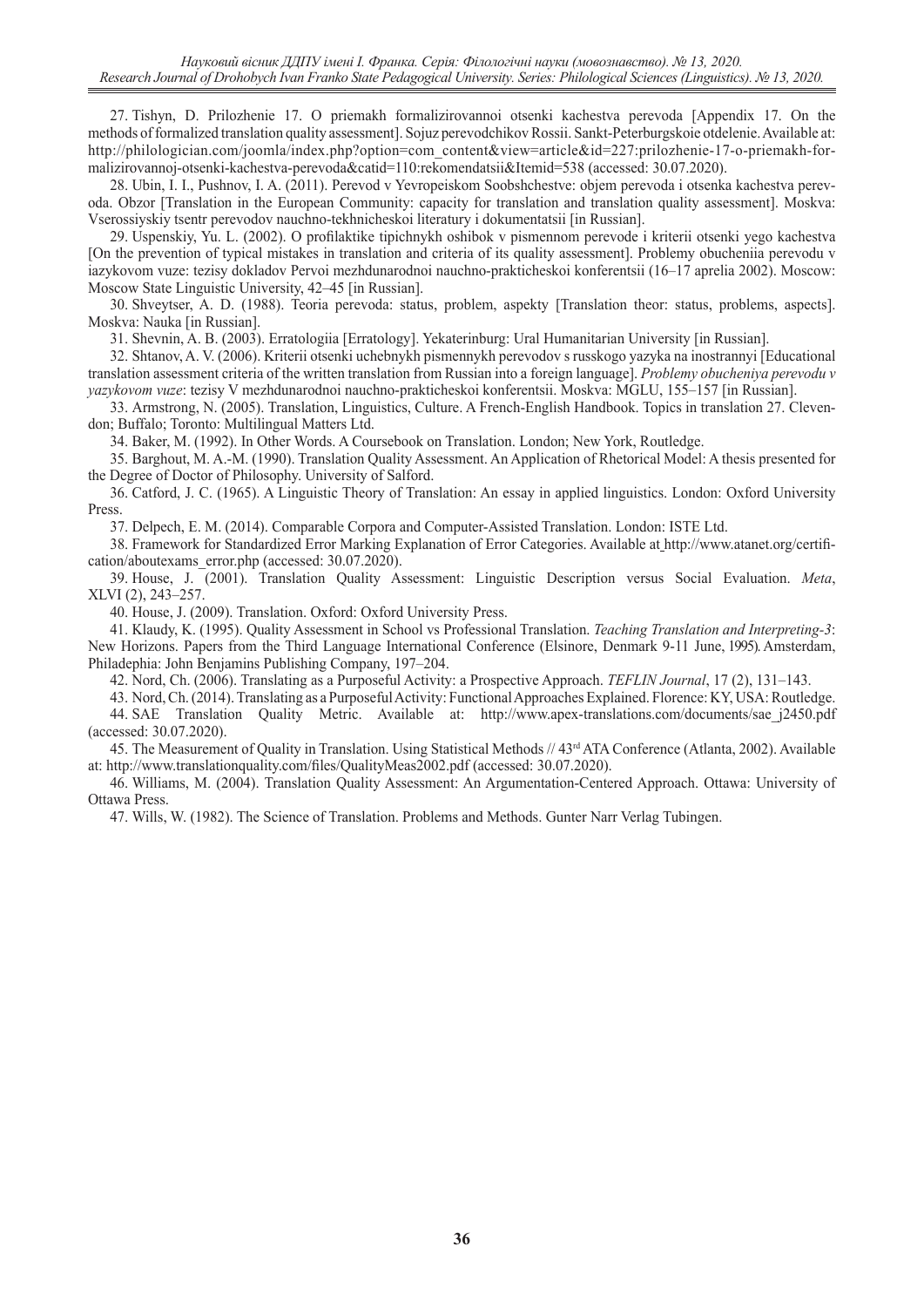27. Tishyn, D. Prilozhenie 17. O priemakh formalizirovannoi otsenki kachestva perevoda [Appendix 17. On the methods of formalized translation quality assessment]. Sojuz perevodchikov Rossii. Sankt-Peterburgskoie otdelenie. Available at: http://philologician.com/joomla/index.php?option=com_content&view=article&id=227:prilozhenie-17-o-priemakh-formalizirovannoj-otsenki-kachestva-perevoda&catid=110:rekomendatsii&Itemid=538 (accessed: 30.07.2020).

28. Ubin, I. I., Pushnov, I. A. (2011). Perevod v Yevropeiskom Soobshchestve: objem perevoda i otsenka kachestva perevoda. Obzor [Translation in the European Community: capacity for translation and translation quality assessment]. Moskva: Vserossiyskiy tsentr perevodov nauchno-tekhnicheskoi literatury i dokumentatsii [in Russian].

29. Uspenskiy, Yu. L. (2002). O profilaktike tipichnykh oshibok v pismennom perevode i kriterii otsenki yego kachestva [On the prevention of typical mistakes in translation and criteria of its quality assessment]. Problemy obucheniia perevodu v iazykovom vuze: tezisy dokladov Pervoi mezhdunarodnoi nauchno-prakticheskoi konferentsii (16–17 aprelia 2002). Moscow: Moscow State Linguistic University, 42–45 [in Russian].

30. Shveytser, A. D. (1988). Teoria perevoda: status, problem, aspekty [Translation theor: status, problems, aspects]. Moskva: Nauka [in Russian].

31. Shevnin, A. B. (2003). Erratologiia [Erratology]. Yekaterinburg: Ural Humanitarian University [in Russian].

32. Shtanov, A. V. (2006). Kriterii otsenki uchebnykh pismennykh perevodov s russkogo yazyka na inostrannyi [Educational translation assessment criteria of the written translation from Russian into a foreign language]. *Problemy obucheniya perevodu v yazykovom vuze*: tezisy V mezhdunarodnoi nauchno-prakticheskoi konferentsii. Moskva: MGLU, 155–157 [in Russian].

33. Armstrong, N. (2005). Translation, Linguistics, Culture. A French-English Handbook. Topics in translation 27. Clevendon; Buffalo; Toronto: Multilingual Matters Ltd.

34. Baker, M. (1992). In Other Words. A Coursebook on Translation. London; New York, Routledge.

35. Barghout, M. A.-M. (1990). Translation Quality Assessment. An Application of Rhetorical Model: A thesis presented for the Degree of Doctor of Philosophy. University of Salford.

36. Catford, J. C. (1965). A Linguistic Theory of Translation: An essay in applied linguistics. London: Oxford University Press.

37. Delpech, E. M. (2014). Comparable Corpora and Computer-Assisted Translation. London: ISTE Ltd.

38. Framework for Standardized Error Marking Explanation of Error Categories. Available at http://www.atanet.org/certification/aboutexams_error.php (accessed: 30.07.2020).

39. House, J. (2001). Translation Quality Assessment: Linguistic Description versus Social Evaluation. *Meta*, XLVI (2), 243–257.

40. House, J. (2009). Translation. Oxford: Oxford University Press.

41. Klaudy, K. (1995). Quality Assessment in School vs Professional Translation. *Teaching Translation and Interpreting-3*: New Horizons. Papers from the Third Language International Conference (Elsinore, Denmark 9-11 June, 1995). Amsterdam, Philadephia: John Benjamins Publishing Company, 197–204.

42. Nord, Ch. (2006). Translating as a Purposeful Activity: a Prospective Approach. *TEFLIN Journal*, 17 (2), 131–143.

43. Nord, Ch. (2014). Translating as a Purposeful Activity: Functional Approaches Explained. Florence: KY, USA: Routledge.

44. SAE Translation Quality Metric. Available at: http://www.apex-translations.com/documents/sae_j2450.pdf (accessed: 30.07.2020).

45. The Measurement of Quality in Translation. Using Statistical Methods // 43rd ATA Conference (Atlanta, 2002). Available at: http://www.translationquality.com/files/QualityMeas2002.pdf (accessed: 30.07.2020).

46. Williams, M. (2004). Translation Quality Assessment: An Argumentation-Centered Approach. Ottawa: University of Ottawa Press.

47. Wills, W. (1982). The Science of Translation. Problems and Methods. Gunter Narr Verlag Tubingen.